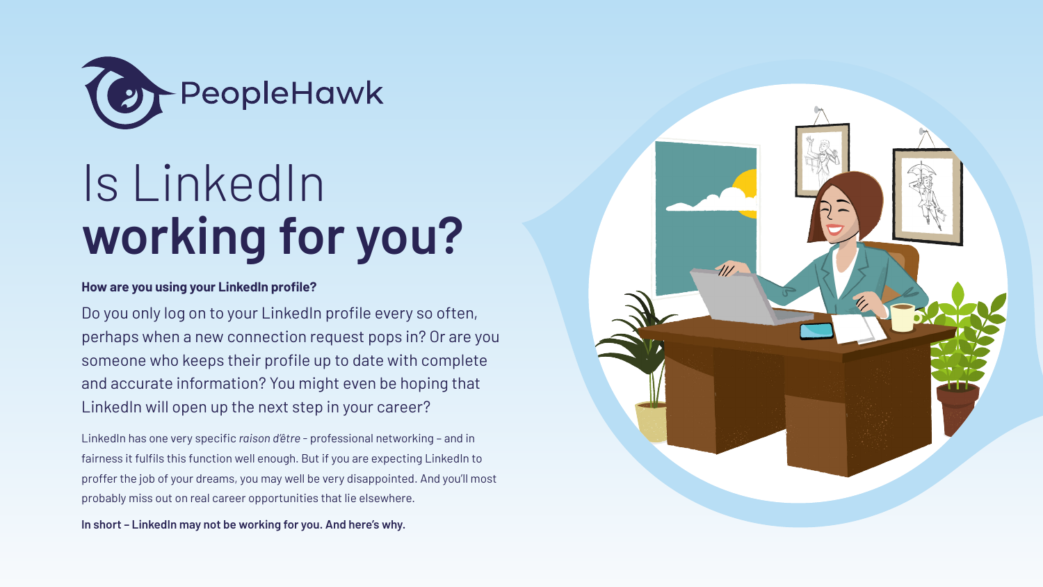PeopleHawk

# Is LinkedIn **working for you?**

**How are you using your LinkedIn profile?**

Do you only log on to your LinkedIn profile every so often, perhaps when a new connection request pops in? Or are you someone who keeps their profile up to date with complete and accurate information? You might even be hoping that LinkedIn will open up the next step in your career?

LinkedIn has one very specific *raison d'être* – professional networking – and in fairness it fulfils this function well enough. But if you are expecting LinkedIn to proffer the job of your dreams, you may well be very disappointed. And you'll most probably miss out on real career opportunities that lie elsewhere.

**In short – LinkedIn may not be working for you. And here's why.**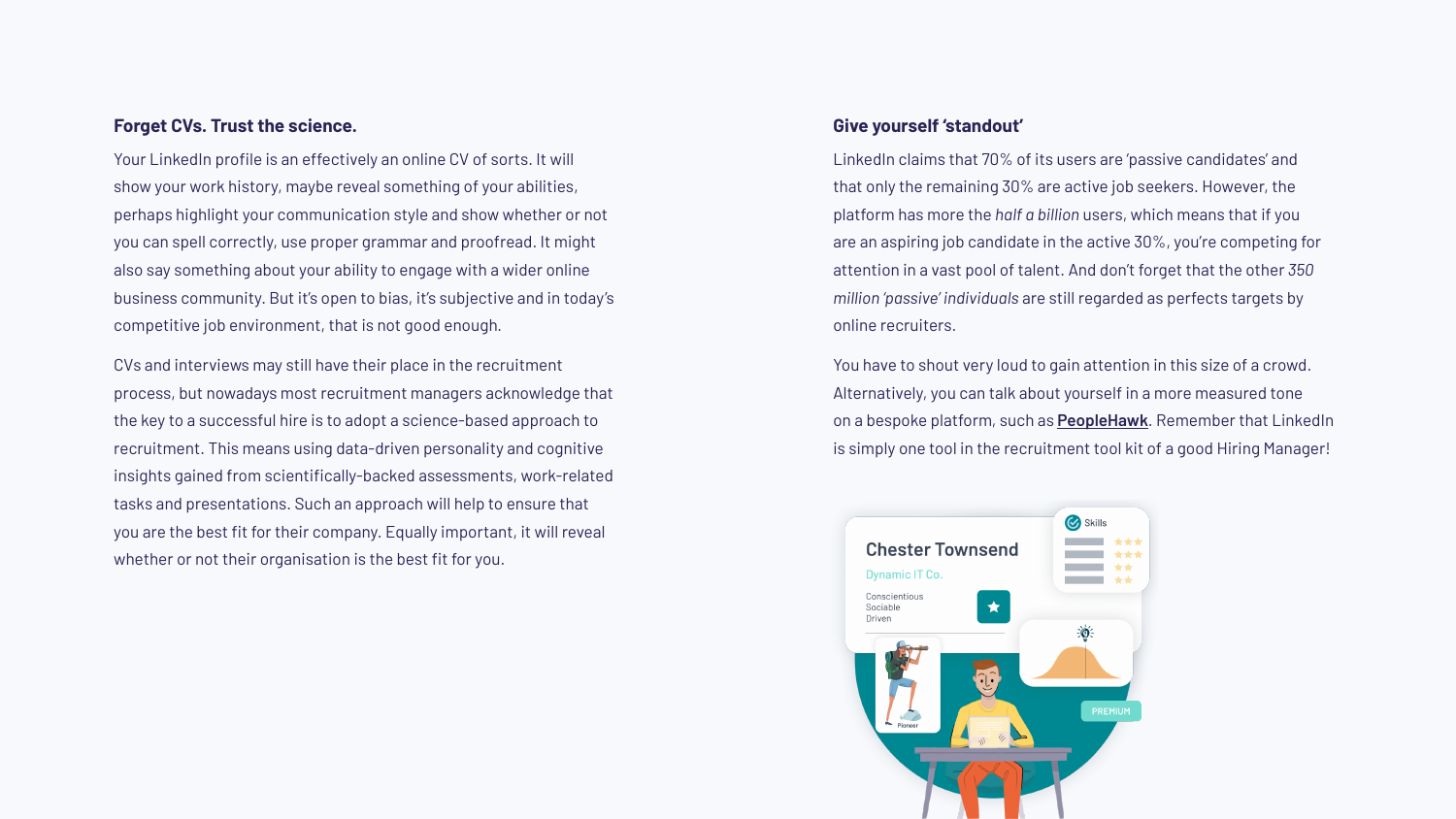## Forget CVs. Trust the science.

Your LinkedIn profile is an effectively an online CV of sorts. It will show your work history, maybe reveal something of your abilities, perhaps highlight your communication style and show whether or not you can spell correctly, use proper grammar and proofread. It might also say something about your ability to engage with a wider online business community. But it's open to bias, it's subjective and in today's competitive job environment, that is not good enough.

CVs and interviews may still have their place in the recruitment process, but nowadays most recruitment managers acknowledge that the key to a successful hire is to adopt a science-based approach to recruitment. This means using data-driven personality and cognitive insights gained from scientifically-backed assessments, work-related tasks and presentations. Such an approach will help to ensure that you are the best fit for their company. Equally important, it will reveal whether or not their organisation is the best fit for you.

## Give yourself 'standout'

LinkedIn claims that 70% of its users are 'passive candidates' and that only the remaining 30% are active job seekers. However, the platform has more the *half a billion* users, which means that if you are an aspiring job candidate in the active 30%, you're competing for attention in a vast pool of talent. And don't forget that the other *350 million 'passive' individuals* are still regarded as perfects targets by online recruiters.

You have to shout very loud to gain attention in this size of a crowd. Alternatively, you can talk about yourself in a more measured tone on a bespoke platform, such as **PeopleHawk**. Remember that LinkedIn is simply one tool in the recruitment tool kit of a good Hiring Manager!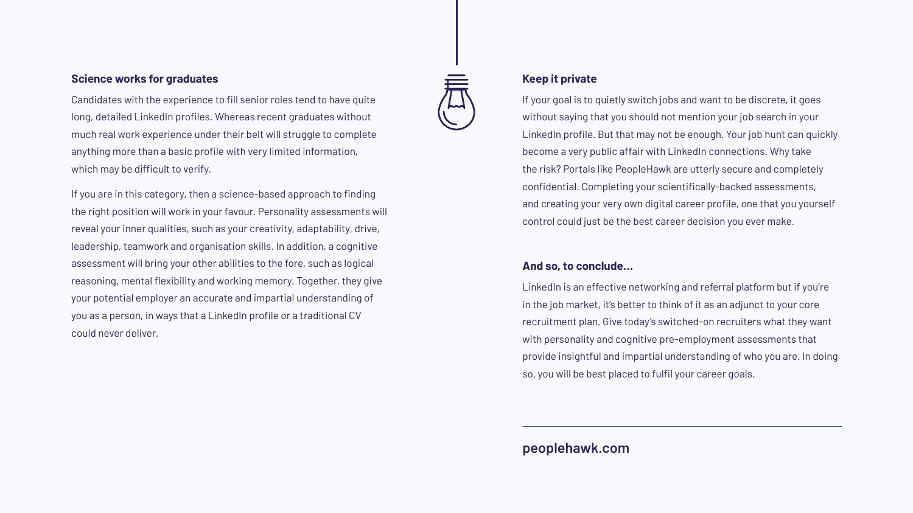### Science works for graduates

Candidates with the experience to fill senior roles tend to have quite long, detailed LinkedIn profiles. Whereas recent graduates without much real work experience under their belt will struggle to complete anything more than a basic profile with very limited information, which may be difficult to verify.

If you are in this category, then a science-based approach to finding the right position will work in your favour. Personality assessments will reveal your inner qualities, such as your creativity, adaptability, drive, leadership, teamwork and organisation skills. In addition, a cognitive assessment will bring your other abilities to the fore, such as logical reasoning, mental flexibility and working memory. Together, they give your potential employer an accurate and impartial understanding of you as a person, in ways that a LinkedIn profile or a traditional CV could never deliver.

### Keep it private

If your goal is to quietly switch jobs and want to be discrete, it goes without saying that you should not mention your job search in your LinkedIn profile. But that may not be enough. Your job hunt can quickly become a very public affair with LinkedIn connections. Why take the risk? Portals like PeopleHawk are utterly secure and completely confidential. Completing your scientifically-backed assessments, and creating your very own digital career profile, one that you yourself control could just be the best career decision you ever make.

### And so, to conclude...

LinkedIn is an effective networking and referral platform but if you're in the job market, it's better to think of it as an adjunct to your core recruitment plan. Give today's switched-on recruiters what they want with personality and cognitive pre-employment assessments that provide insightful and impartial understanding of who you are. In doing so, you will be best placed to fulfil your career goals.

---

**peoplehawk.com**